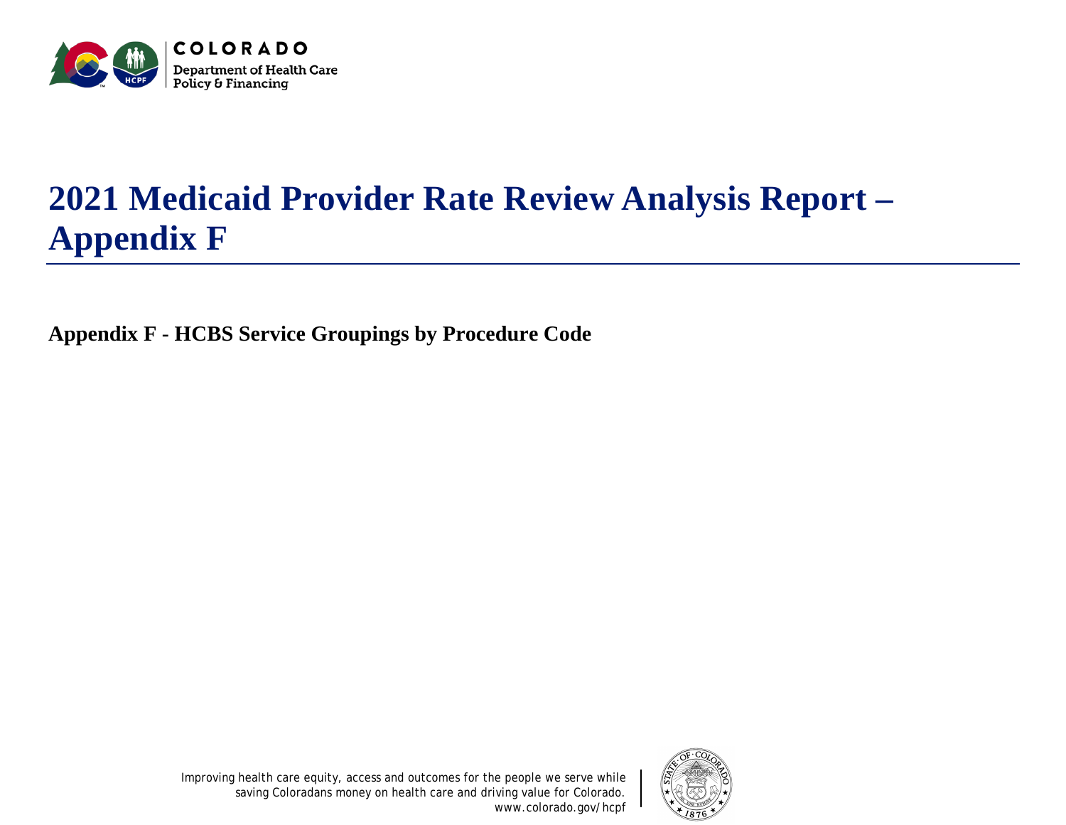COLORADO

Department of Health Care Policy & Financing

# 2021 Medicaid Provider Rate Review Analysis Report – Appendix F

## Appendix F - HCBS Service Groupings by Procedure Code

Improving health care equity, access and outcomes for the people we serve while saving Coloradans money on health care and driving value for Colorado.
www.colorado.gov/hcpf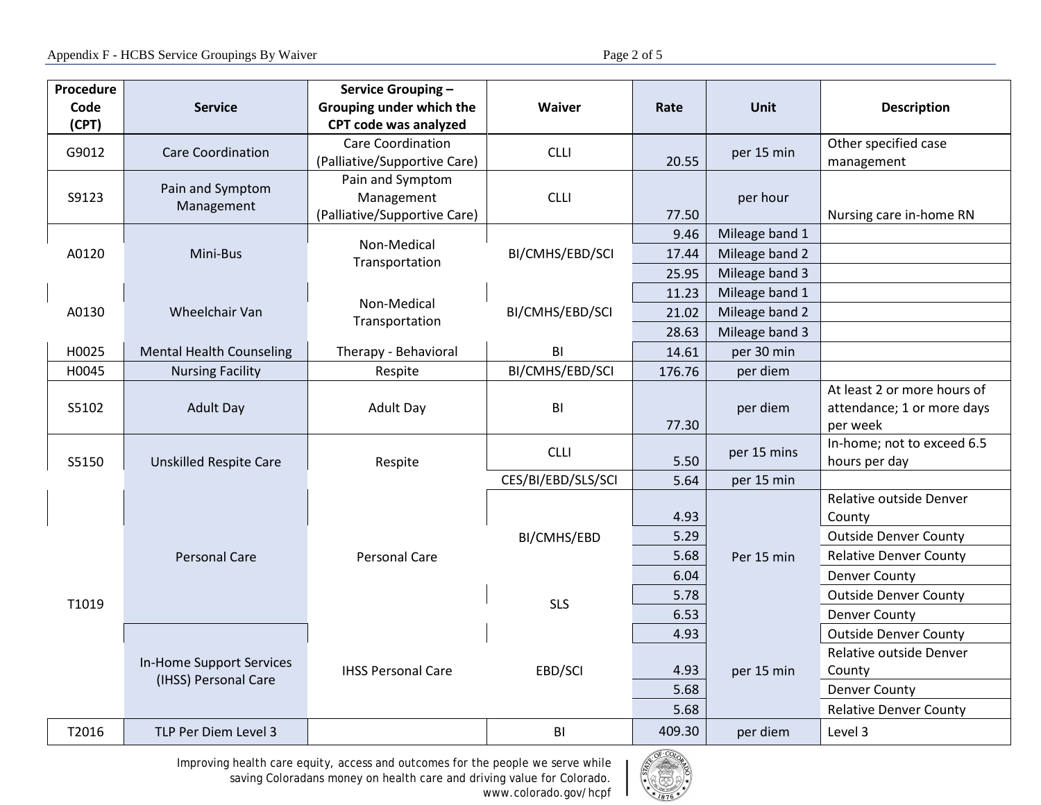| Procedure Code (CPT) | Service | Service Grouping – Grouping under which the CPT code was analyzed | Waiver | Rate | Unit | Description |
|---|---|---|---|---|---|---|
| G9012 | Care Coordination | Care Coordination (Palliative/Supportive Care) | CLLI | 20.55 | per 15 min | Other specified case management |
| S9123 | Pain and Symptom Management | Pain and Symptom Management (Palliative/Supportive Care) | CLLI | 77.50 | per hour | Nursing care in-home RN |
| A0120 | Mini-Bus | Non-Medical Transportation | BI/CMHS/EBD/SCI | 9.46 | Mileage band 1 | |
| | | | | 17.44 | Mileage band 2 | |
| | | | | 25.95 | Mileage band 3 | |
| A0130 | Wheelchair Van | Non-Medical Transportation | BI/CMHS/EBD/SCI | 11.23 | Mileage band 1 | |
| | | | | 21.02 | Mileage band 2 | |
| | | | | 28.63 | Mileage band 3 | |
| H0025 | Mental Health Counseling | Therapy - Behavioral | BI | 14.61 | per 30 min | |
| H0045 | Nursing Facility | Respite | BI/CMHS/EBD/SCI | 176.76 | per diem | |
| S5102 | Adult Day | Adult Day | BI | 77.30 | per diem | At least 2 or more hours of attendance; 1 or more days per week |
| S5150 | Unskilled Respite Care | Respite | CLLI | 5.50 | per 15 mins | In-home; not to exceed 6.5 hours per day |
| | | | CES/BI/EBD/SLS/SCI | 5.64 | per 15 min | |
| T1019 | Personal Care | Personal Care | BI/CMHS/EBD | 4.93 | Per 15 min | Relative outside Denver County |
| | | | | 5.29 | | Outside Denver County |
| | | | | 5.68 | | Relative Denver County |
| | | | | 6.04 | | Denver County |
| | | | SLS | 5.78 | | Outside Denver County |
| | | | | 6.53 | | Denver County |
| | In-Home Support Services (IHSS) Personal Care | IHSS Personal Care | EBD/SCI | 4.93 | per 15 min | Outside Denver County |
| | | | | 4.93 | | Relative outside Denver County |
| | | | | 5.68 | | Denver County |
| | | | | 5.68 | | Relative Denver County |
| T2016 | TLP Per Diem Level 3 | | BI | 409.30 | per diem | Level 3 |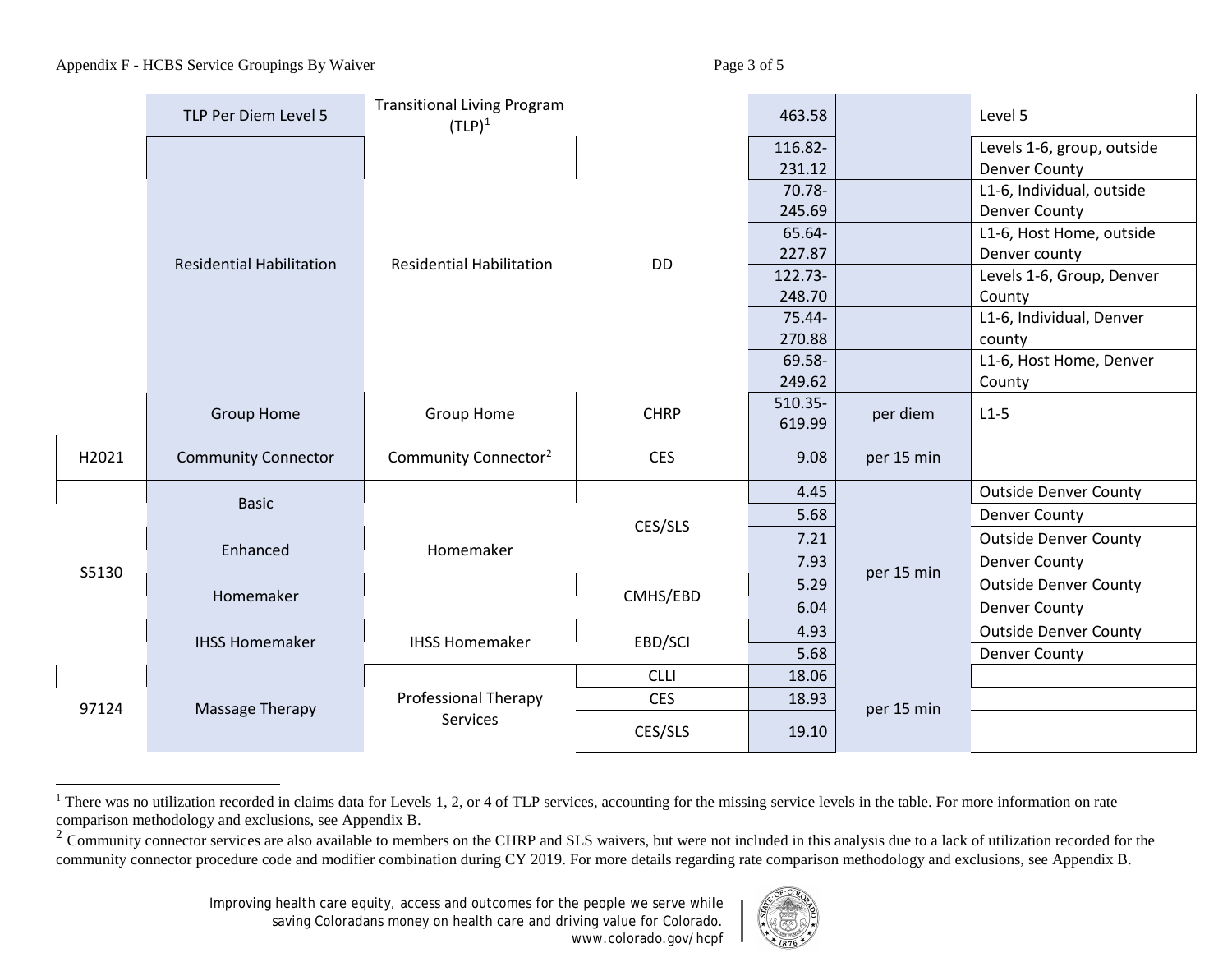| | | | | | | |
|---|---|---|---|---|---|---|
| | TLP Per Diem Level 5 | Transitional Living Program (TLP)[1] | | 463.58 | | Level 5 |
| | Residential Habilitation | Residential Habilitation | DD | 116.82-231.12 | | Levels 1-6, group, outside Denver County |
| | | | | 70.78-245.69 | | L1-6, Individual, outside Denver County |
| | | | | 65.64-227.87 | | L1-6, Host Home, outside Denver county |
| | | | | 122.73-248.70 | | Levels 1-6, Group, Denver County |
| | | | | 75.44-270.88 | | L1-6, Individual, Denver county |
| | | | | 69.58-249.62 | | L1-6, Host Home, Denver County |
| | Group Home | Group Home | CHRP | 510.35-619.99 | per diem | L1-5 |
| H2021 | Community Connector | Community Connector[2] | CES | 9.08 | per 15 min | |
| S5130 | Basic | Homemaker | CES/SLS | 4.45 | per 15 min | Outside Denver County |
| | | | | 5.68 | | Denver County |
| | Enhanced | | | 7.21 | | Outside Denver County |
| | | | | 7.93 | | Denver County |
| | Homemaker | | CMHS/EBD | 5.29 | | Outside Denver County |
| | | | | 6.04 | | Denver County |
| | IHSS Homemaker | IHSS Homemaker | EBD/SCI | 4.93 | | Outside Denver County |
| | | | | 5.68 | | Denver County |
| 97124 | Massage Therapy | Professional Therapy Services | CLLI | 18.06 | per 15 min | |
| | | | CES | 18.93 | | |
| | | | CES/SLS | 19.10 | | |

[1] There was no utilization recorded in claims data for Levels 1, 2, or 4 of TLP services, accounting for the missing service levels in the table. For more information on rate comparison methodology and exclusions, see Appendix B.

[2] Community connector services are also available to members on the CHRP and SLS waivers, but were not included in this analysis due to a lack of utilization recorded for the community connector procedure code and modifier combination during CY 2019. For more details regarding rate comparison methodology and exclusions, see Appendix B.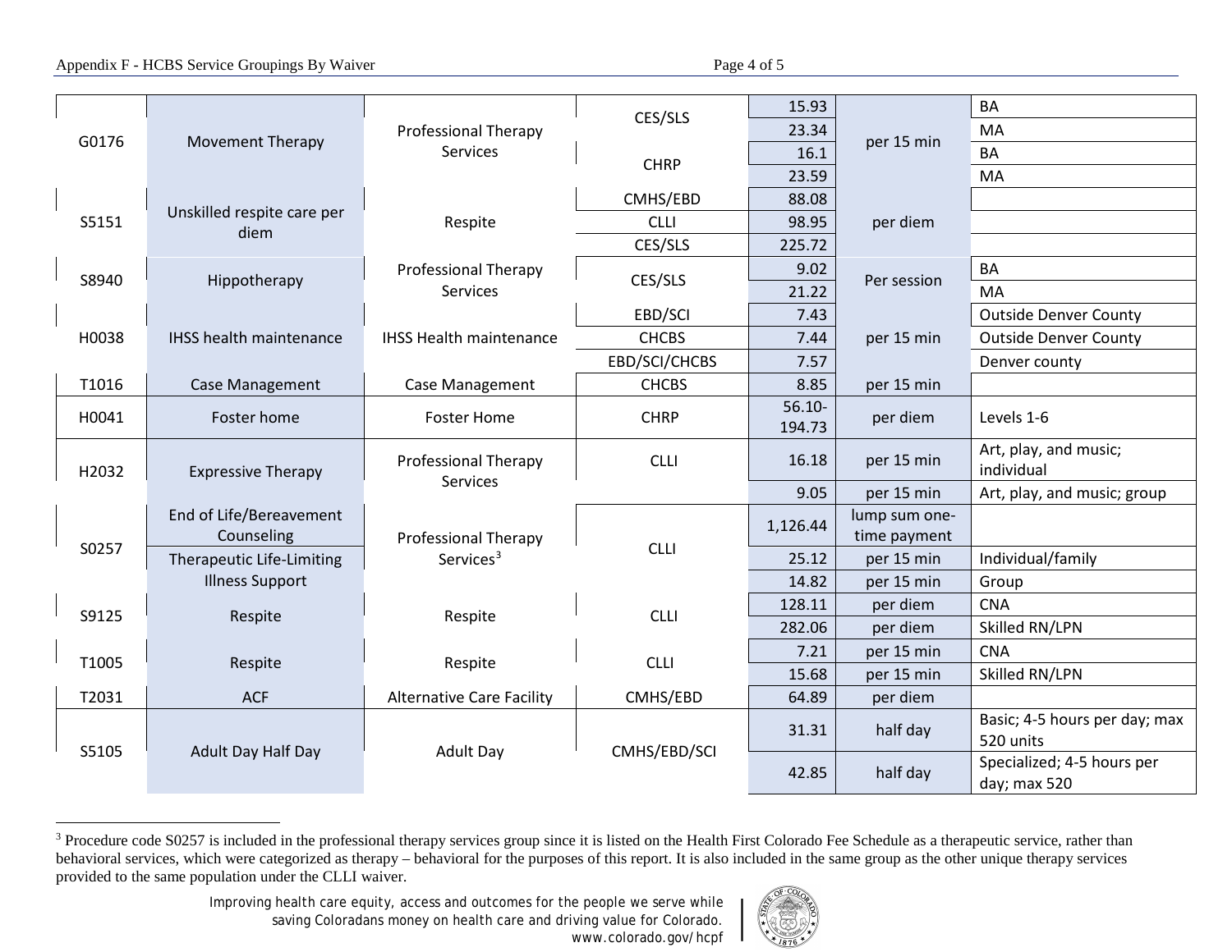| | | | | | | |
|---|---|---|---|---|---|---|
| G0176 | Movement Therapy | Professional Therapy Services | CES/SLS | 15.93 | per 15 min | BA |
| | | | | 23.34 | | MA |
| | | | CHRP | 16.1 | | BA |
| | | | | 23.59 | | MA |
| S5151 | Unskilled respite care per diem | Respite | CMHS/EBD | 88.08 | per diem | |
| | | | CLLI | 98.95 | | |
| | | | CES/SLS | 225.72 | | |
| S8940 | Hippotherapy | Professional Therapy Services | CES/SLS | 9.02 | Per session | BA |
| | | | | 21.22 | | MA |
| H0038 | IHSS health maintenance | IHSS Health maintenance | EBD/SCI | 7.43 | per 15 min | Outside Denver County |
| | | | CHCBS | 7.44 | | Outside Denver County |
| | | | EBD/SCI/CHCBS | 7.57 | | Denver county |
| T1016 | Case Management | Case Management | CHCBS | 8.85 | per 15 min | |
| H0041 | Foster home | Foster Home | CHRP | 56.10-194.73 | per diem | Levels 1-6 |
| H2032 | Expressive Therapy | Professional Therapy Services | CLLI | 16.18 | per 15 min | Art, play, and music; individual |
| | | | | 9.05 | per 15 min | Art, play, and music; group |
| S0257 | End of Life/Bereavement Counseling | Professional Therapy Services[3] | CLLI | 1,126.44 | lump sum one-time payment | |
| | Therapeutic Life-Limiting Illness Support | | | 25.12 | per 15 min | Individual/family |
| | | | | 14.82 | per 15 min | Group |
| S9125 | Respite | Respite | CLLI | 128.11 | per diem | CNA |
| | | | | 282.06 | per diem | Skilled RN/LPN |
| T1005 | Respite | Respite | CLLI | 7.21 | per 15 min | CNA |
| | | | | 15.68 | per 15 min | Skilled RN/LPN |
| T2031 | ACF | Alternative Care Facility | CMHS/EBD | 64.89 | per diem | |
| S5105 | Adult Day Half Day | Adult Day | CMHS/EBD/SCI | 31.31 | half day | Basic; 4-5 hours per day; max 520 units |
| | | | | 42.85 | half day | Specialized; 4-5 hours per day; max 520 |

[3] Procedure code S0257 is included in the professional therapy services group since it is listed on the Health First Colorado Fee Schedule as a therapeutic service, rather than behavioral services, which were categorized as therapy – behavioral for the purposes of this report. It is also included in the same group as the other unique therapy services provided to the same population under the CLLI waiver.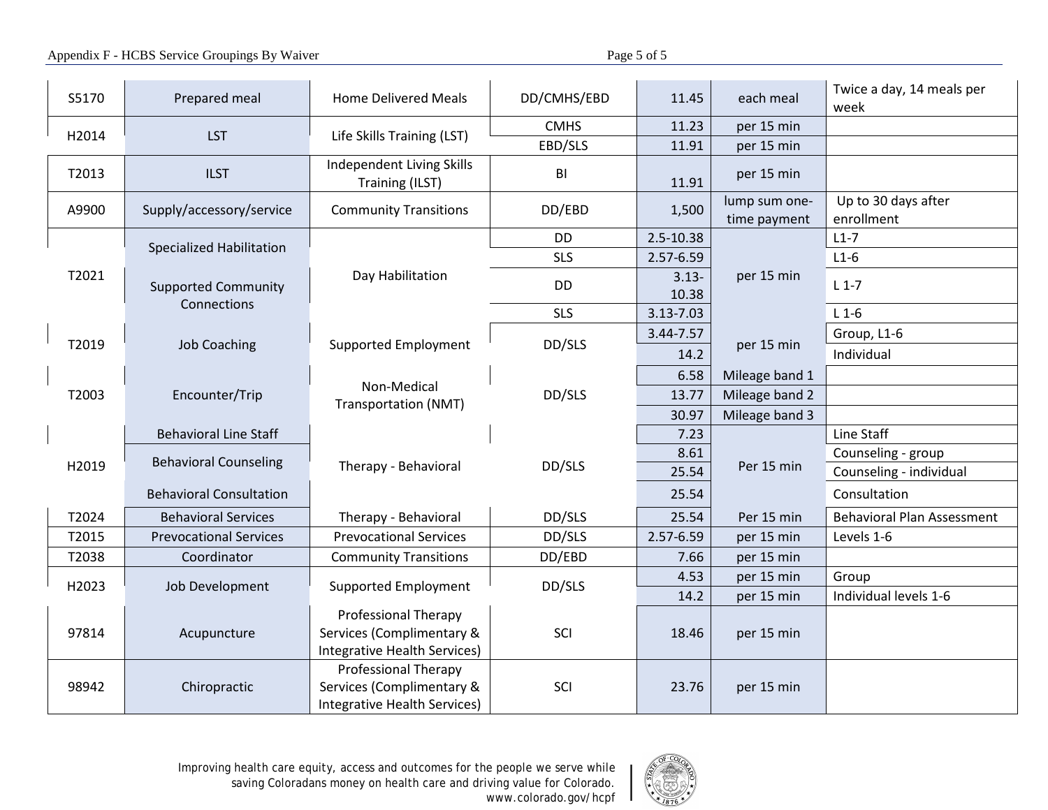| | | | | | | |
|---|---|---|---|---|---|---|
| S5170 | Prepared meal | Home Delivered Meals | DD/CMHS/EBD | 11.45 | each meal | Twice a day, 14 meals per week |
| H2014 | LST | Life Skills Training (LST) | CMHS | 11.23 | per 15 min | |
| | | | EBD/SLS | 11.91 | per 15 min | |
| T2013 | ILST | Independent Living Skills Training (ILST) | BI | 11.91 | per 15 min | |
| A9900 | Supply/accessory/service | Community Transitions | DD/EBD | 1,500 | lump sum one-time payment | Up to 30 days after enrollment |
| T2021 | Specialized Habilitation | Day Habilitation | DD | 2.5-10.38 | per 15 min | L1-7 |
| | | | SLS | 2.57-6.59 | | L1-6 |
| | Supported Community Connections | | DD | 3.13-10.38 | | L 1-7 |
| | | | SLS | 3.13-7.03 | | L 1-6 |
| T2019 | Job Coaching | Supported Employment | DD/SLS | 3.44-7.57 | per 15 min | Group, L1-6 |
| | | | | 14.2 | | Individual |
| T2003 | Encounter/Trip | Non-Medical Transportation (NMT) | DD/SLS | 6.58 | Mileage band 1 | |
| | | | | 13.77 | Mileage band 2 | |
| | | | | 30.97 | Mileage band 3 | |
| H2019 | Behavioral Line Staff | Therapy - Behavioral | DD/SLS | 7.23 | Per 15 min | Line Staff |
| | Behavioral Counseling | | | 8.61 | | Counseling - group |
| | | | | 25.54 | | Counseling - individual |
| | Behavioral Consultation | | | 25.54 | | Consultation |
| T2024 | Behavioral Services | Therapy - Behavioral | DD/SLS | 25.54 | Per 15 min | Behavioral Plan Assessment |
| T2015 | Prevocational Services | Prevocational Services | DD/SLS | 2.57-6.59 | per 15 min | Levels 1-6 |
| T2038 | Coordinator | Community Transitions | DD/EBD | 7.66 | per 15 min | |
| H2023 | Job Development | Supported Employment | DD/SLS | 4.53 | per 15 min | Group |
| | | | | 14.2 | per 15 min | Individual levels 1-6 |
| 97814 | Acupuncture | Professional Therapy Services (Complimentary & Integrative Health Services) | SCI | 18.46 | per 15 min | |
| 98942 | Chiropractic | Professional Therapy Services (Complimentary & Integrative Health Services) | SCI | 23.76 | per 15 min | |